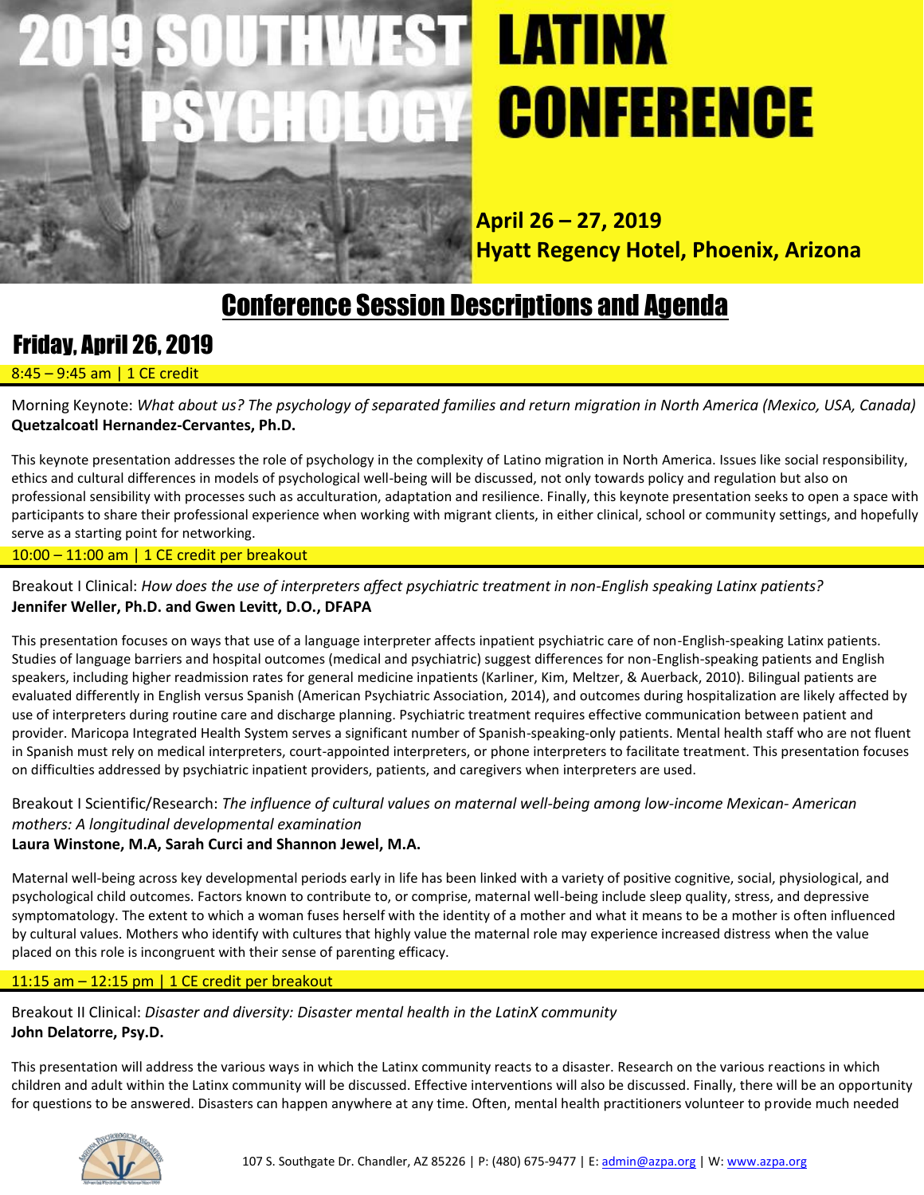# 2019 SOUTHWEST PSYCHOLOGY LATINX CONFERENCE

**April 26 – 27, 2019**
**Hyatt Regency Hotel, Phoenix, Arizona**

## Conference Session Descriptions and Agenda

## Friday, April 26, 2019

8:45 – 9:45 am | 1 CE credit

Morning Keynote: *What about us? The psychology of separated families and return migration in North America (Mexico, USA, Canada)*
**Quetzalcoatl Hernandez-Cervantes, Ph.D.**

This keynote presentation addresses the role of psychology in the complexity of Latino migration in North America. Issues like social responsibility, ethics and cultural differences in models of psychological well-being will be discussed, not only towards policy and regulation but also on professional sensibility with processes such as acculturation, adaptation and resilience. Finally, this keynote presentation seeks to open a space with participants to share their professional experience when working with migrant clients, in either clinical, school or community settings, and hopefully serve as a starting point for networking.

10:00 – 11:00 am | 1 CE credit per breakout

Breakout I Clinical: *How does the use of interpreters affect psychiatric treatment in non-English speaking Latinx patients?*
**Jennifer Weller, Ph.D. and Gwen Levitt, D.O., DFAPA**

This presentation focuses on ways that use of a language interpreter affects inpatient psychiatric care of non-English-speaking Latinx patients. Studies of language barriers and hospital outcomes (medical and psychiatric) suggest differences for non-English-speaking patients and English speakers, including higher readmission rates for general medicine inpatients (Karliner, Kim, Meltzer, & Auerback, 2010). Bilingual patients are evaluated differently in English versus Spanish (American Psychiatric Association, 2014), and outcomes during hospitalization are likely affected by use of interpreters during routine care and discharge planning. Psychiatric treatment requires effective communication between patient and provider. Maricopa Integrated Health System serves a significant number of Spanish-speaking-only patients. Mental health staff who are not fluent in Spanish must rely on medical interpreters, court-appointed interpreters, or phone interpreters to facilitate treatment. This presentation focuses on difficulties addressed by psychiatric inpatient providers, patients, and caregivers when interpreters are used.

Breakout I Scientific/Research: *The influence of cultural values on maternal well-being among low-income Mexican- American mothers: A longitudinal developmental examination*
**Laura Winstone, M.A, Sarah Curci and Shannon Jewel, M.A.**

Maternal well-being across key developmental periods early in life has been linked with a variety of positive cognitive, social, physiological, and psychological child outcomes. Factors known to contribute to, or comprise, maternal well-being include sleep quality, stress, and depressive symptomatology. The extent to which a woman fuses herself with the identity of a mother and what it means to be a mother is often influenced by cultural values. Mothers who identify with cultures that highly value the maternal role may experience increased distress when the value placed on this role is incongruent with their sense of parenting efficacy.

11:15 am – 12:15 pm | 1 CE credit per breakout

Breakout II Clinical: *Disaster and diversity: Disaster mental health in the LatinX community*
**John Delatorre, Psy.D.**

This presentation will address the various ways in which the Latinx community reacts to a disaster. Research on the various reactions in which children and adult within the Latinx community will be discussed. Effective interventions will also be discussed. Finally, there will be an opportunity for questions to be answered. Disasters can happen anywhere at any time. Often, mental health practitioners volunteer to provide much needed

107 S. Southgate Dr. Chandler, AZ 85226 | P: (480) 675-9477 | E: admin@azpa.org | W: www.azpa.org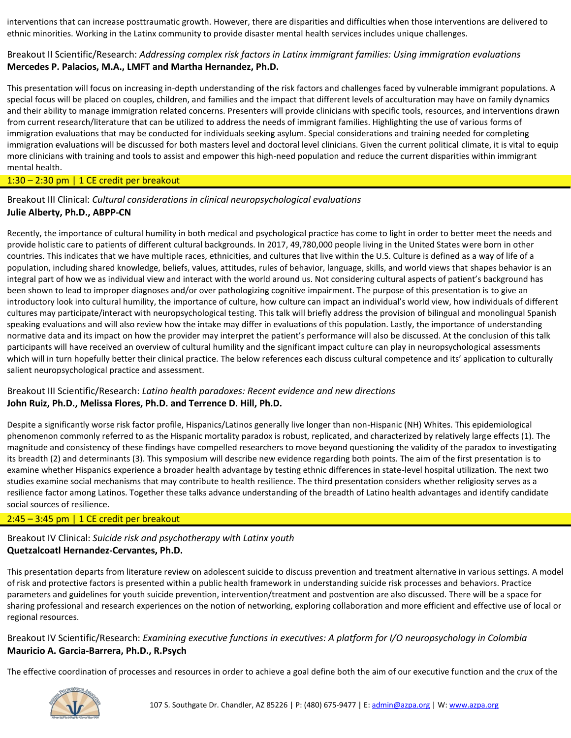interventions that can increase posttraumatic growth. However, there are disparities and difficulties when those interventions are delivered to ethnic minorities. Working in the Latinx community to provide disaster mental health services includes unique challenges.

### Breakout II Scientific/Research: *Addressing complex risk factors in Latinx immigrant families: Using immigration evaluations*
**Mercedes P. Palacios, M.A., LMFT and Martha Hernandez, Ph.D.**

This presentation will focus on increasing in-depth understanding of the risk factors and challenges faced by vulnerable immigrant populations. A special focus will be placed on couples, children, and families and the impact that different levels of acculturation may have on family dynamics and their ability to manage immigration related concerns. Presenters will provide clinicians with specific tools, resources, and interventions drawn from current research/literature that can be utilized to address the needs of immigrant families. Highlighting the use of various forms of immigration evaluations that may be conducted for individuals seeking asylum. Special considerations and training needed for completing immigration evaluations will be discussed for both masters level and doctoral level clinicians. Given the current political climate, it is vital to equip more clinicians with training and tools to assist and empower this high-need population and reduce the current disparities within immigrant mental health.

## 1:30 – 2:30 pm | 1 CE credit per breakout

### Breakout III Clinical: *Cultural considerations in clinical neuropsychological evaluations*
**Julie Alberty, Ph.D., ABPP-CN**

Recently, the importance of cultural humility in both medical and psychological practice has come to light in order to better meet the needs and provide holistic care to patients of different cultural backgrounds. In 2017, 49,780,000 people living in the United States were born in other countries. This indicates that we have multiple races, ethnicities, and cultures that live within the U.S. Culture is defined as a way of life of a population, including shared knowledge, beliefs, values, attitudes, rules of behavior, language, skills, and world views that shapes behavior is an integral part of how we as individual view and interact with the world around us. Not considering cultural aspects of patient's background has been shown to lead to improper diagnoses and/or over pathologizing cognitive impairment. The purpose of this presentation is to give an introductory look into cultural humility, the importance of culture, how culture can impact an individual's world view, how individuals of different cultures may participate/interact with neuropsychological testing. This talk will briefly address the provision of bilingual and monolingual Spanish speaking evaluations and will also review how the intake may differ in evaluations of this population. Lastly, the importance of understanding normative data and its impact on how the provider may interpret the patient's performance will also be discussed. At the conclusion of this talk participants will have received an overview of cultural humility and the significant impact culture can play in neuropsychological assessments which will in turn hopefully better their clinical practice. The below references each discuss cultural competence and its' application to culturally salient neuropsychological practice and assessment.

### Breakout III Scientific/Research: *Latino health paradoxes: Recent evidence and new directions*
**John Ruiz, Ph.D., Melissa Flores, Ph.D. and Terrence D. Hill, Ph.D.**

Despite a significantly worse risk factor profile, Hispanics/Latinos generally live longer than non-Hispanic (NH) Whites. This epidemiological phenomenon commonly referred to as the Hispanic mortality paradox is robust, replicated, and characterized by relatively large effects (1). The magnitude and consistency of these findings have compelled researchers to move beyond questioning the validity of the paradox to investigating its breadth (2) and determinants (3). This symposium will describe new evidence regarding both points. The aim of the first presentation is to examine whether Hispanics experience a broader health advantage by testing ethnic differences in state-level hospital utilization. The next two studies examine social mechanisms that may contribute to health resilience. The third presentation considers whether religiosity serves as a resilience factor among Latinos. Together these talks advance understanding of the breadth of Latino health advantages and identify candidate social sources of resilience.

## 2:45 – 3:45 pm | 1 CE credit per breakout

### Breakout IV Clinical: *Suicide risk and psychotherapy with Latinx youth*
**Quetzalcoatl Hernandez-Cervantes, Ph.D.**

This presentation departs from literature review on adolescent suicide to discuss prevention and treatment alternative in various settings. A model of risk and protective factors is presented within a public health framework in understanding suicide risk processes and behaviors. Practice parameters and guidelines for youth suicide prevention, intervention/treatment and postvention are also discussed. There will be a space for sharing professional and research experiences on the notion of networking, exploring collaboration and more efficient and effective use of local or regional resources.

### Breakout IV Scientific/Research: *Examining executive functions in executives: A platform for I/O neuropsychology in Colombia*
**Mauricio A. Garcia-Barrera, Ph.D., R.Psych**

The effective coordination of processes and resources in order to achieve a goal define both the aim of our executive function and the crux of the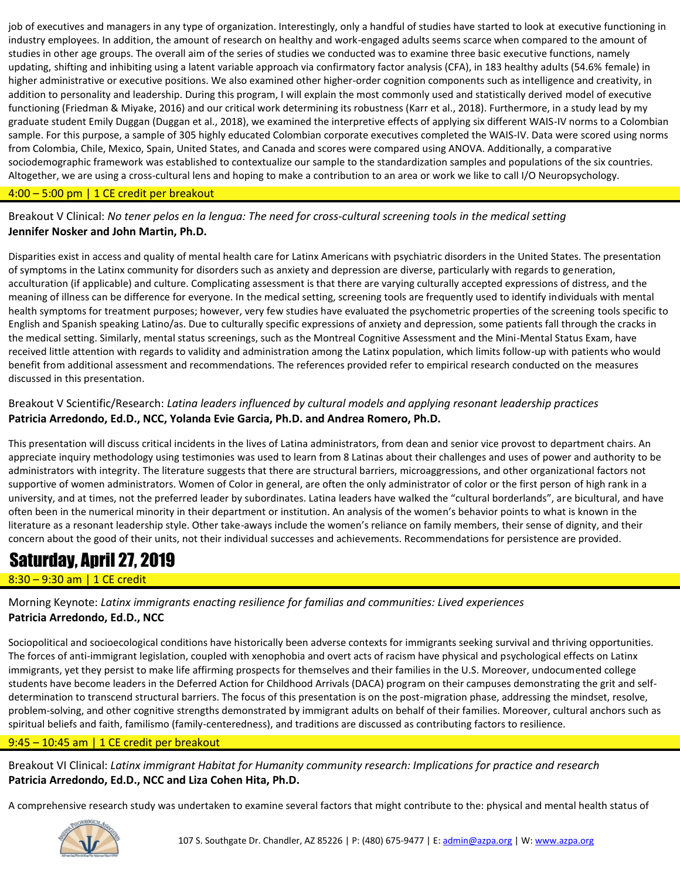job of executives and managers in any type of organization. Interestingly, only a handful of studies have started to look at executive functioning in industry employees. In addition, the amount of research on healthy and work-engaged adults seems scarce when compared to the amount of studies in other age groups. The overall aim of the series of studies we conducted was to examine three basic executive functions, namely updating, shifting and inhibiting using a latent variable approach via confirmatory factor analysis (CFA), in 183 healthy adults (54.6% female) in higher administrative or executive positions. We also examined other higher-order cognition components such as intelligence and creativity, in addition to personality and leadership. During this program, I will explain the most commonly used and statistically derived model of executive functioning (Friedman & Miyake, 2016) and our critical work determining its robustness (Karr et al., 2018). Furthermore, in a study lead by my graduate student Emily Duggan (Duggan et al., 2018), we examined the interpretive effects of applying six different WAIS-IV norms to a Colombian sample. For this purpose, a sample of 305 highly educated Colombian corporate executives completed the WAIS-IV. Data were scored using norms from Colombia, Chile, Mexico, Spain, United States, and Canada and scores were compared using ANOVA. Additionally, a comparative sociodemographic framework was established to contextualize our sample to the standardization samples and populations of the six countries. Altogether, we are using a cross-cultural lens and hoping to make a contribution to an area or work we like to call I/O Neuropsychology.

**4:00 – 5:00 pm | 1 CE credit per breakout**

Breakout V Clinical: *No tener pelos en la lengua: The need for cross-cultural screening tools in the medical setting*
**Jennifer Nosker and John Martin, Ph.D.**

Disparities exist in access and quality of mental health care for Latinx Americans with psychiatric disorders in the United States. The presentation of symptoms in the Latinx community for disorders such as anxiety and depression are diverse, particularly with regards to generation, acculturation (if applicable) and culture. Complicating assessment is that there are varying culturally accepted expressions of distress, and the meaning of illness can be difference for everyone. In the medical setting, screening tools are frequently used to identify individuals with mental health symptoms for treatment purposes; however, very few studies have evaluated the psychometric properties of the screening tools specific to English and Spanish speaking Latino/as. Due to culturally specific expressions of anxiety and depression, some patients fall through the cracks in the medical setting. Similarly, mental status screenings, such as the Montreal Cognitive Assessment and the Mini-Mental Status Exam, have received little attention with regards to validity and administration among the Latinx population, which limits follow-up with patients who would benefit from additional assessment and recommendations. The references provided refer to empirical research conducted on the measures discussed in this presentation.

Breakout V Scientific/Research: *Latina leaders influenced by cultural models and applying resonant leadership practices*
**Patricia Arredondo, Ed.D., NCC, Yolanda Evie Garcia, Ph.D. and Andrea Romero, Ph.D.**

This presentation will discuss critical incidents in the lives of Latina administrators, from dean and senior vice provost to department chairs. An appreciate inquiry methodology using testimonies was used to learn from 8 Latinas about their challenges and uses of power and authority to be administrators with integrity. The literature suggests that there are structural barriers, microaggressions, and other organizational factors not supportive of women administrators. Women of Color in general, are often the only administrator of color or the first person of high rank in a university, and at times, not the preferred leader by subordinates. Latina leaders have walked the "cultural borderlands", are bicultural, and have often been in the numerical minority in their department or institution. An analysis of the women's behavior points to what is known in the literature as a resonant leadership style. Other take-aways include the women's reliance on family members, their sense of dignity, and their concern about the good of their units, not their individual successes and achievements. Recommendations for persistence are provided.

# Saturday, April 27, 2019

**8:30 – 9:30 am | 1 CE credit**

Morning Keynote: *Latinx immigrants enacting resilience for familias and communities: Lived experiences*
**Patricia Arredondo, Ed.D., NCC**

Sociopolitical and socioecological conditions have historically been adverse contexts for immigrants seeking survival and thriving opportunities. The forces of anti-immigrant legislation, coupled with xenophobia and overt acts of racism have physical and psychological effects on Latinx immigrants, yet they persist to make life affirming prospects for themselves and their families in the U.S. Moreover, undocumented college students have become leaders in the Deferred Action for Childhood Arrivals (DACA) program on their campuses demonstrating the grit and self-determination to transcend structural barriers. The focus of this presentation is on the post-migration phase, addressing the mindset, resolve, problem-solving, and other cognitive strengths demonstrated by immigrant adults on behalf of their families. Moreover, cultural anchors such as spiritual beliefs and faith, familismo (family-centeredness), and traditions are discussed as contributing factors to resilience.

**9:45 – 10:45 am | 1 CE credit per breakout**

Breakout VI Clinical: *Latinx immigrant Habitat for Humanity community research: Implications for practice and research*
**Patricia Arredondo, Ed.D., NCC and Liza Cohen Hita, Ph.D.**

A comprehensive research study was undertaken to examine several factors that might contribute to the: physical and mental health status of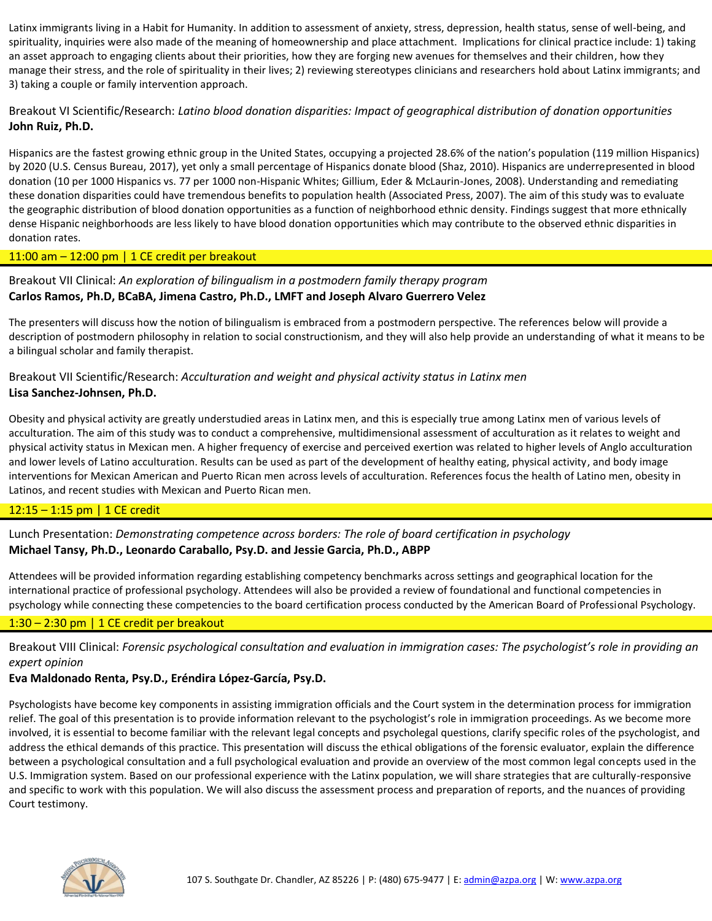Latinx immigrants living in a Habit for Humanity. In addition to assessment of anxiety, stress, depression, health status, sense of well-being, and spirituality, inquiries were also made of the meaning of homeownership and place attachment. Implications for clinical practice include: 1) taking an asset approach to engaging clients about their priorities, how they are forging new avenues for themselves and their children, how they manage their stress, and the role of spirituality in their lives; 2) reviewing stereotypes clinicians and researchers hold about Latinx immigrants; and 3) taking a couple or family intervention approach.

Breakout VI Scientific/Research: *Latino blood donation disparities: Impact of geographical distribution of donation opportunities*
**John Ruiz, Ph.D.**

Hispanics are the fastest growing ethnic group in the United States, occupying a projected 28.6% of the nation's population (119 million Hispanics) by 2020 (U.S. Census Bureau, 2017), yet only a small percentage of Hispanics donate blood (Shaz, 2010). Hispanics are underrepresented in blood donation (10 per 1000 Hispanics vs. 77 per 1000 non-Hispanic Whites; Gillium, Eder & McLaurin-Jones, 2008). Understanding and remediating these donation disparities could have tremendous benefits to population health (Associated Press, 2007). The aim of this study was to evaluate the geographic distribution of blood donation opportunities as a function of neighborhood ethnic density. Findings suggest that more ethnically dense Hispanic neighborhoods are less likely to have blood donation opportunities which may contribute to the observed ethnic disparities in donation rates.

11:00 am – 12:00 pm | 1 CE credit per breakout

Breakout VII Clinical: *An exploration of bilingualism in a postmodern family therapy program*
**Carlos Ramos, Ph.D, BCaBA, Jimena Castro, Ph.D., LMFT and Joseph Alvaro Guerrero Velez**

The presenters will discuss how the notion of bilingualism is embraced from a postmodern perspective. The references below will provide a description of postmodern philosophy in relation to social constructionism, and they will also help provide an understanding of what it means to be a bilingual scholar and family therapist.

Breakout VII Scientific/Research: *Acculturation and weight and physical activity status in Latinx men*
**Lisa Sanchez-Johnsen, Ph.D.**

Obesity and physical activity are greatly understudied areas in Latinx men, and this is especially true among Latinx men of various levels of acculturation. The aim of this study was to conduct a comprehensive, multidimensional assessment of acculturation as it relates to weight and physical activity status in Mexican men. A higher frequency of exercise and perceived exertion was related to higher levels of Anglo acculturation and lower levels of Latino acculturation. Results can be used as part of the development of healthy eating, physical activity, and body image interventions for Mexican American and Puerto Rican men across levels of acculturation. References focus the health of Latino men, obesity in Latinos, and recent studies with Mexican and Puerto Rican men.

12:15 – 1:15 pm | 1 CE credit

Lunch Presentation: *Demonstrating competence across borders: The role of board certification in psychology*
**Michael Tansy, Ph.D., Leonardo Caraballo, Psy.D. and Jessie Garcia, Ph.D., ABPP**

Attendees will be provided information regarding establishing competency benchmarks across settings and geographical location for the international practice of professional psychology. Attendees will also be provided a review of foundational and functional competencies in psychology while connecting these competencies to the board certification process conducted by the American Board of Professional Psychology.

1:30 – 2:30 pm | 1 CE credit per breakout

Breakout VIII Clinical: *Forensic psychological consultation and evaluation in immigration cases: The psychologist's role in providing an expert opinion*
**Eva Maldonado Renta, Psy.D., Eréndira López-García, Psy.D.**

Psychologists have become key components in assisting immigration officials and the Court system in the determination process for immigration relief. The goal of this presentation is to provide information relevant to the psychologist's role in immigration proceedings. As we become more involved, it is essential to become familiar with the relevant legal concepts and psycholegal questions, clarify specific roles of the psychologist, and address the ethical demands of this practice. This presentation will discuss the ethical obligations of the forensic evaluator, explain the difference between a psychological consultation and a full psychological evaluation and provide an overview of the most common legal concepts used in the U.S. Immigration system. Based on our professional experience with the Latinx population, we will share strategies that are culturally-responsive and specific to work with this population. We will also discuss the assessment process and preparation of reports, and the nuances of providing Court testimony.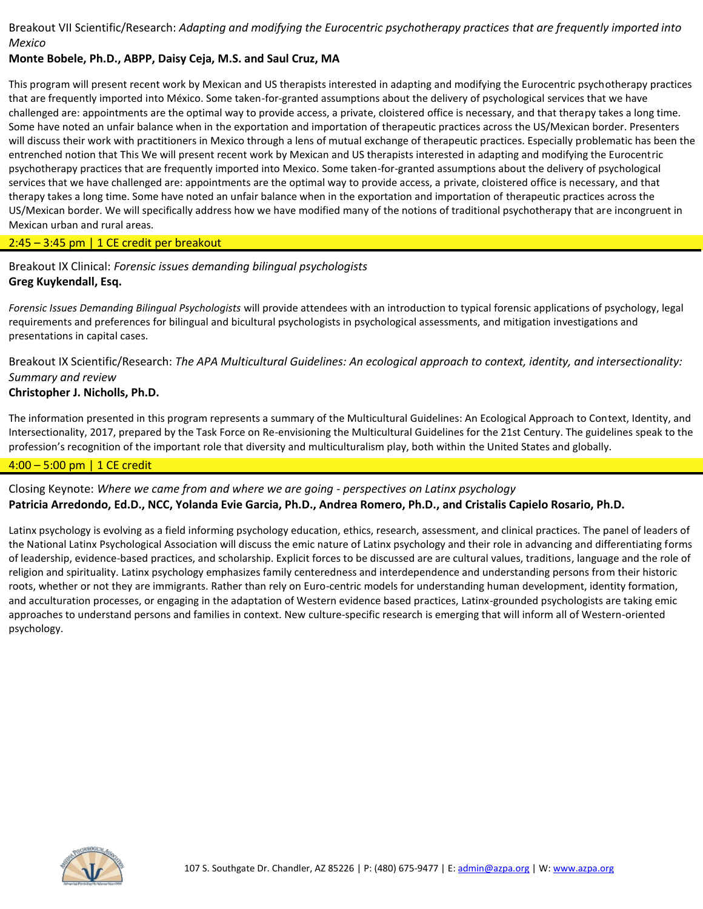Breakout VII Scientific/Research: *Adapting and modifying the Eurocentric psychotherapy practices that are frequently imported into Mexico*
**Monte Bobele, Ph.D., ABPP, Daisy Ceja, M.S. and Saul Cruz, MA**

This program will present recent work by Mexican and US therapists interested in adapting and modifying the Eurocentric psychotherapy practices that are frequently imported into México. Some taken-for-granted assumptions about the delivery of psychological services that we have challenged are: appointments are the optimal way to provide access, a private, cloistered office is necessary, and that therapy takes a long time. Some have noted an unfair balance when in the exportation and importation of therapeutic practices across the US/Mexican border. Presenters will discuss their work with practitioners in Mexico through a lens of mutual exchange of therapeutic practices. Especially problematic has been the entrenched notion that This We will present recent work by Mexican and US therapists interested in adapting and modifying the Eurocentric psychotherapy practices that are frequently imported into Mexico. Some taken-for-granted assumptions about the delivery of psychological services that we have challenged are: appointments are the optimal way to provide access, a private, cloistered office is necessary, and that therapy takes a long time. Some have noted an unfair balance when in the exportation and importation of therapeutic practices across the US/Mexican border. We will specifically address how we have modified many of the notions of traditional psychotherapy that are incongruent in Mexican urban and rural areas.

**2:45 – 3:45 pm | 1 CE credit per breakout**

Breakout IX Clinical: *Forensic issues demanding bilingual psychologists*
**Greg Kuykendall, Esq.**

*Forensic Issues Demanding Bilingual Psychologists* will provide attendees with an introduction to typical forensic applications of psychology, legal requirements and preferences for bilingual and bicultural psychologists in psychological assessments, and mitigation investigations and presentations in capital cases.

Breakout IX Scientific/Research: *The APA Multicultural Guidelines: An ecological approach to context, identity, and intersectionality: Summary and review*
**Christopher J. Nicholls, Ph.D.**

The information presented in this program represents a summary of the Multicultural Guidelines: An Ecological Approach to Context, Identity, and Intersectionality, 2017, prepared by the Task Force on Re-envisioning the Multicultural Guidelines for the 21st Century. The guidelines speak to the profession's recognition of the important role that diversity and multiculturalism play, both within the United States and globally.

**4:00 – 5:00 pm | 1 CE credit**

Closing Keynote: *Where we came from and where we are going - perspectives on Latinx psychology*
**Patricia Arredondo, Ed.D., NCC, Yolanda Evie Garcia, Ph.D., Andrea Romero, Ph.D., and Cristalis Capielo Rosario, Ph.D.**

Latinx psychology is evolving as a field informing psychology education, ethics, research, assessment, and clinical practices. The panel of leaders of the National Latinx Psychological Association will discuss the emic nature of Latinx psychology and their role in advancing and differentiating forms of leadership, evidence-based practices, and scholarship. Explicit forces to be discussed are are cultural values, traditions, language and the role of religion and spirituality. Latinx psychology emphasizes family centeredness and interdependence and understanding persons from their historic roots, whether or not they are immigrants. Rather than rely on Euro-centric models for understanding human development, identity formation, and acculturation processes, or engaging in the adaptation of Western evidence based practices, Latinx-grounded psychologists are taking emic approaches to understand persons and families in context. New culture-specific research is emerging that will inform all of Western-oriented psychology.